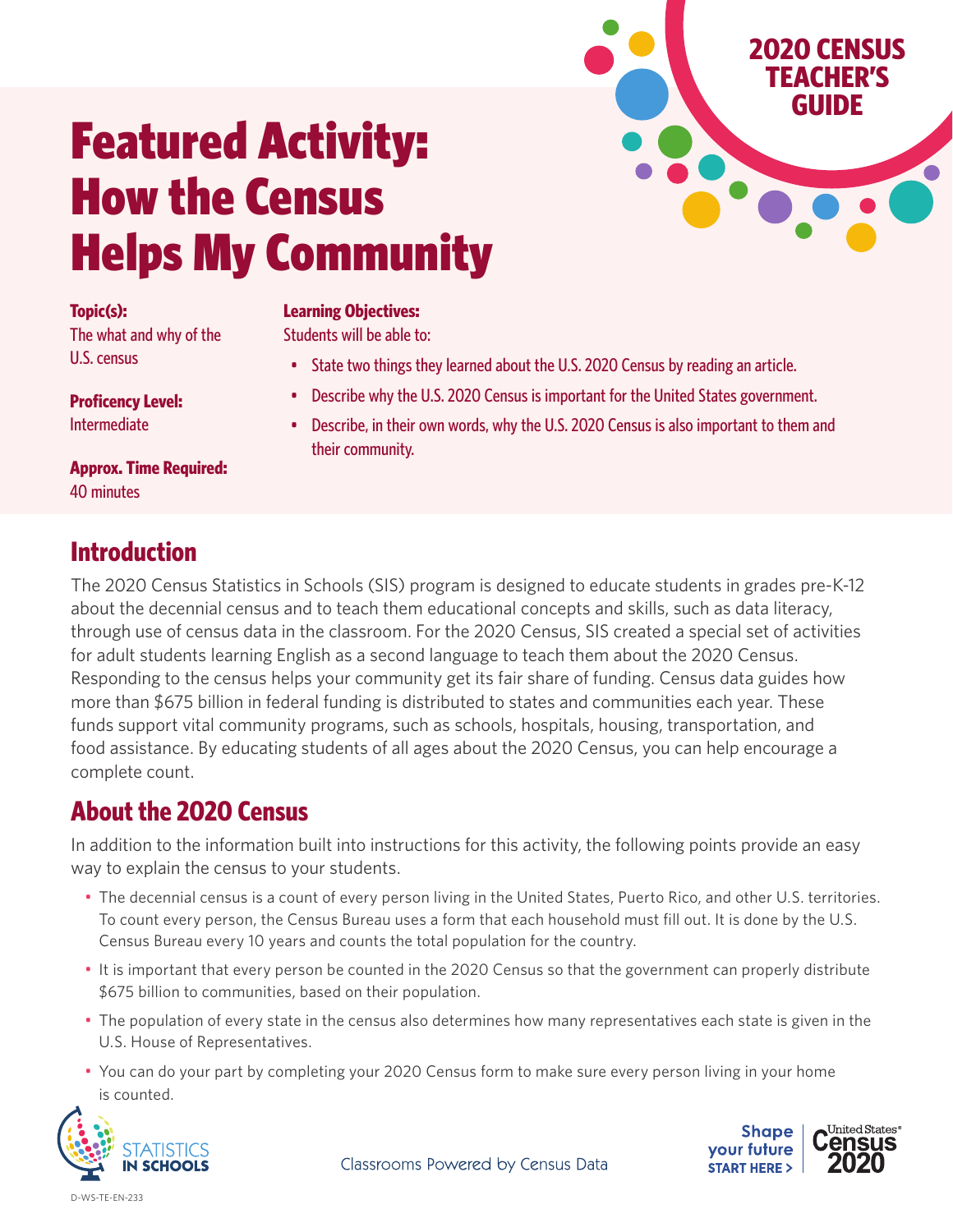2020 CENSUS TEACHER'S GUIDE

# Featured Activity: How the Census Helps My Community

**Topic(s):**
The what and why of the U.S. census

**Proficency Level:**
Intermediate

**Approx. Time Required:**
40 minutes

**Learning Objectives:**
Students will be able to:

- State two things they learned about the U.S. 2020 Census by reading an article.
- Describe why the U.S. 2020 Census is important for the United States government.
- Describe, in their own words, why the U.S. 2020 Census is also important to them and their community.

## Introduction

The 2020 Census Statistics in Schools (SIS) program is designed to educate students in grades pre-K-12 about the decennial census and to teach them educational concepts and skills, such as data literacy, through use of census data in the classroom. For the 2020 Census, SIS created a special set of activities for adult students learning English as a second language to teach them about the 2020 Census. Responding to the census helps your community get its fair share of funding. Census data guides how more than $675 billion in federal funding is distributed to states and communities each year. These funds support vital community programs, such as schools, hospitals, housing, transportation, and food assistance. By educating students of all ages about the 2020 Census, you can help encourage a complete count.

## About the 2020 Census

In addition to the information built into instructions for this activity, the following points provide an easy way to explain the census to your students.

- The decennial census is a count of every person living in the United States, Puerto Rico, and other U.S. territories. To count every person, the Census Bureau uses a form that each household must fill out. It is done by the U.S. Census Bureau every 10 years and counts the total population for the country.
- It is important that every person be counted in the 2020 Census so that the government can properly distribute $675 billion to communities, based on their population.
- The population of every state in the census also determines how many representatives each state is given in the U.S. House of Representatives.
- You can do your part by completing your 2020 Census form to make sure every person living in your home is counted.

STATISTICS IN SCHOOLS

Classrooms Powered by Census Data

Shape your future START HERE >

United States® Census 2020

D-WS-TE-EN-233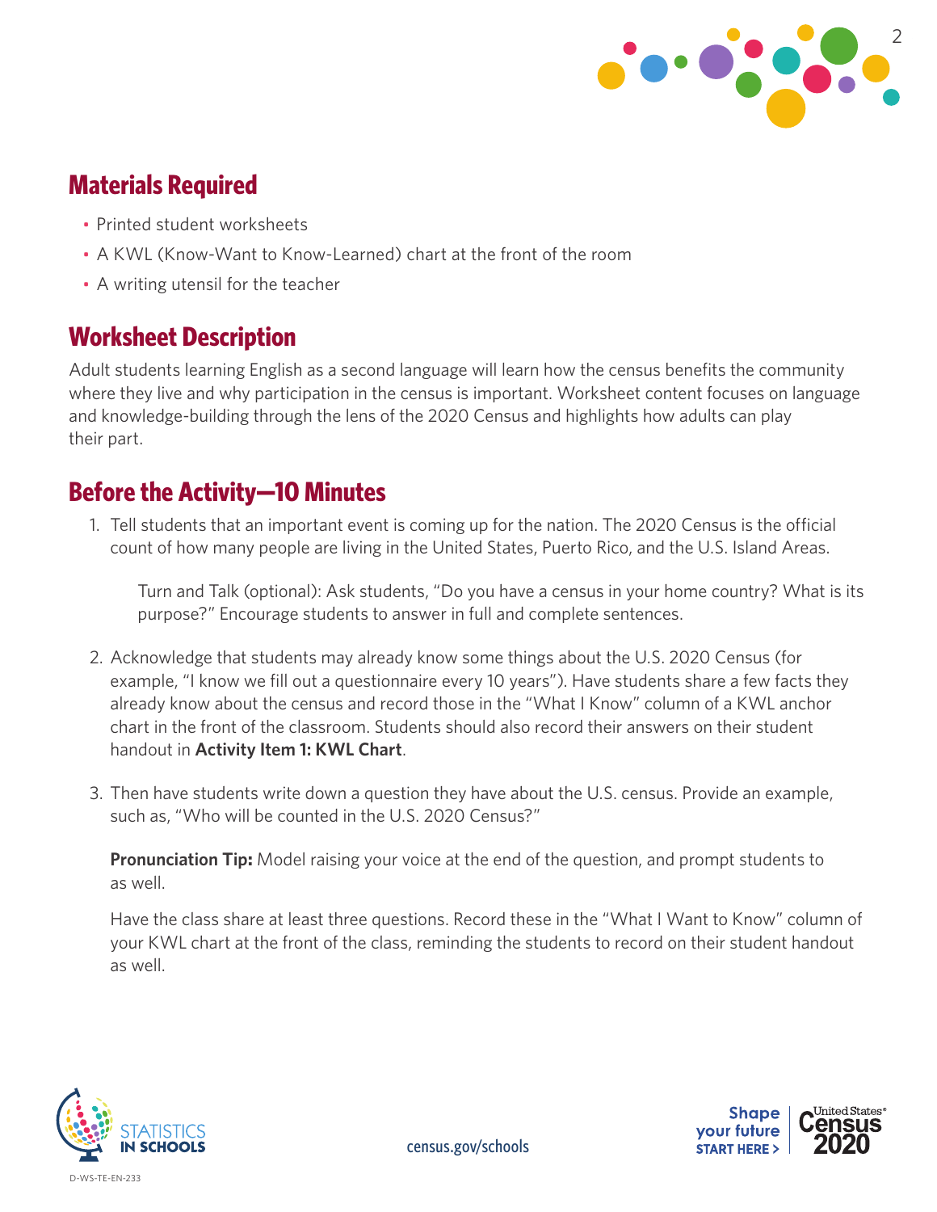## Materials Required

- Printed student worksheets
- A KWL (Know-Want to Know-Learned) chart at the front of the room
- A writing utensil for the teacher

## Worksheet Description

Adult students learning English as a second language will learn how the census benefits the community where they live and why participation in the census is important. Worksheet content focuses on language and knowledge-building through the lens of the 2020 Census and highlights how adults can play their part.

## Before the Activity—10 Minutes

1. Tell students that an important event is coming up for the nation. The 2020 Census is the official count of how many people are living in the United States, Puerto Rico, and the U.S. Island Areas.

   Turn and Talk (optional): Ask students, "Do you have a census in your home country? What is its purpose?" Encourage students to answer in full and complete sentences.

2. Acknowledge that students may already know some things about the U.S. 2020 Census (for example, "I know we fill out a questionnaire every 10 years"). Have students share a few facts they already know about the census and record those in the "What I Know" column of a KWL anchor chart in the front of the classroom. Students should also record their answers on their student handout in **Activity Item 1: KWL Chart**.

3. Then have students write down a question they have about the U.S. census. Provide an example, such as, "Who will be counted in the U.S. 2020 Census?"

   **Pronunciation Tip:** Model raising your voice at the end of the question, and prompt students to as well.

   Have the class share at least three questions. Record these in the "What I Want to Know" column of your KWL chart at the front of the class, reminding the students to record on their student handout as well.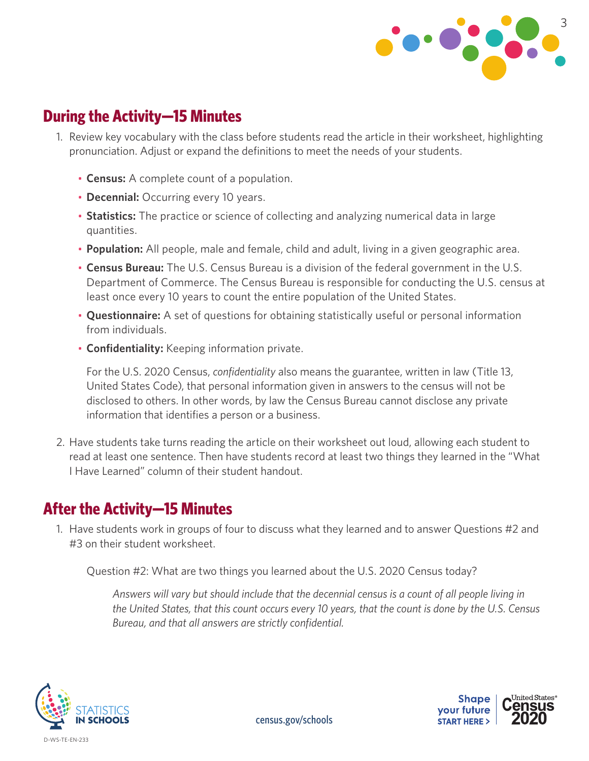## During the Activity—15 Minutes

1. Review key vocabulary with the class before students read the article in their worksheet, highlighting pronunciation. Adjust or expand the definitions to meet the needs of your students.

   - **Census:** A complete count of a population.
   - **Decennial:** Occurring every 10 years.
   - **Statistics:** The practice or science of collecting and analyzing numerical data in large quantities.
   - **Population:** All people, male and female, child and adult, living in a given geographic area.
   - **Census Bureau:** The U.S. Census Bureau is a division of the federal government in the U.S. Department of Commerce. The Census Bureau is responsible for conducting the U.S. census at least once every 10 years to count the entire population of the United States.
   - **Questionnaire:** A set of questions for obtaining statistically useful or personal information from individuals.
   - **Confidentiality:** Keeping information private.

   For the U.S. 2020 Census, *confidentiality* also means the guarantee, written in law (Title 13, United States Code), that personal information given in answers to the census will not be disclosed to others. In other words, by law the Census Bureau cannot disclose any private information that identifies a person or a business.

2. Have students take turns reading the article on their worksheet out loud, allowing each student to read at least one sentence. Then have students record at least two things they learned in the "What I Have Learned" column of their student handout.

## After the Activity—15 Minutes

1. Have students work in groups of four to discuss what they learned and to answer Questions #2 and #3 on their student worksheet.

   Question #2: What are two things you learned about the U.S. 2020 Census today?

   *Answers will vary but should include that the decennial census is a count of all people living in the United States, that this count occurs every 10 years, that the count is done by the U.S. Census Bureau, and that all answers are strictly confidential.*

STATISTICS IN SCHOOLS

census.gov/schools

Shape your future START HERE > United States® Census 2020

D-WS-TE-EN-233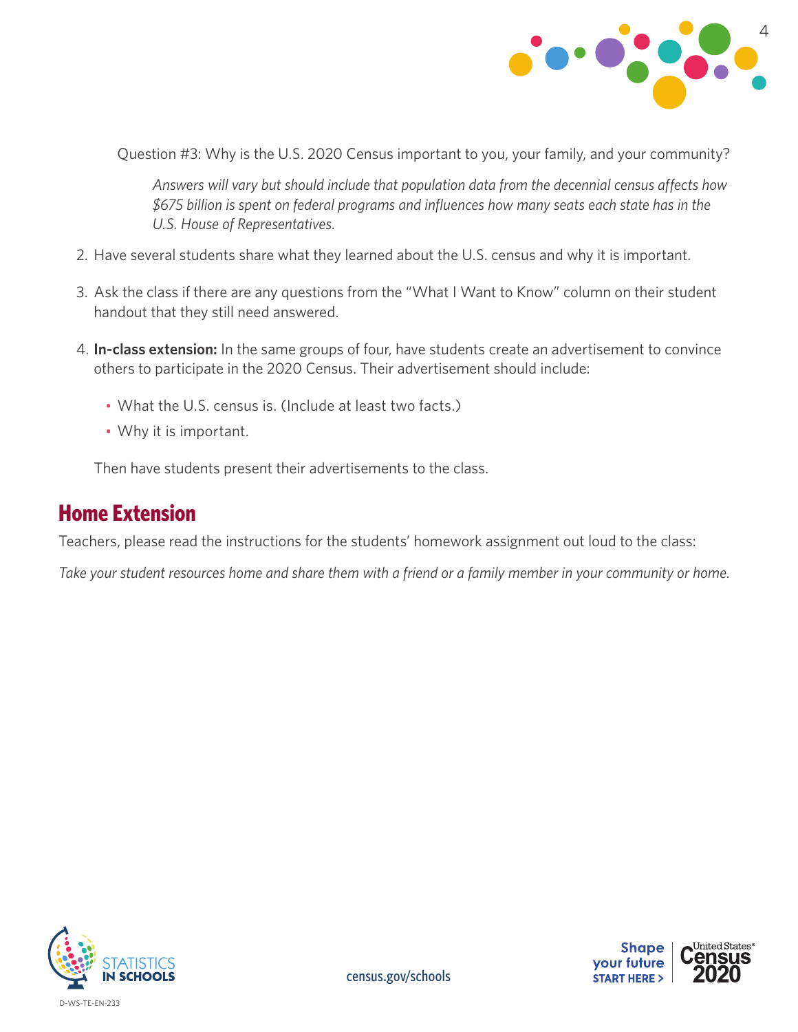Question #3: Why is the U.S. 2020 Census important to you, your family, and your community?

*Answers will vary but should include that population data from the decennial census affects how $675 billion is spent on federal programs and influences how many seats each state has in the U.S. House of Representatives.*

2. Have several students share what they learned about the U.S. census and why it is important.

3. Ask the class if there are any questions from the "What I Want to Know" column on their student handout that they still need answered.

4. **In-class extension:** In the same groups of four, have students create an advertisement to convince others to participate in the 2020 Census. Their advertisement should include:

   - What the U.S. census is. (Include at least two facts.)
   - Why it is important.

   Then have students present their advertisements to the class.

## Home Extension

Teachers, please read the instructions for the students' homework assignment out loud to the class:

*Take your student resources home and share them with a friend or a family member in your community or home.*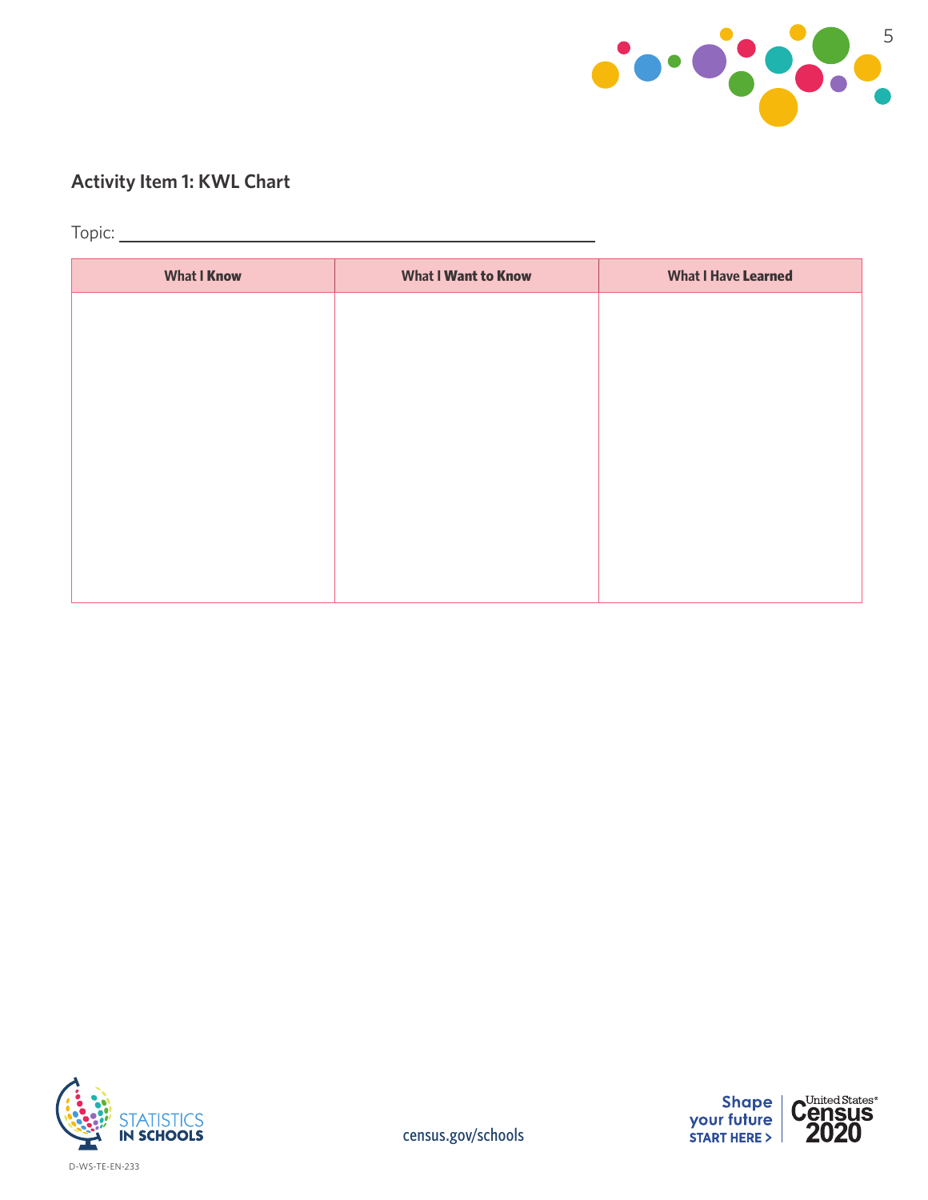### Activity Item 1: KWL Chart

Topic: ______________________________________________

| What I Know | What I Want to Know | What I Have Learned |
|---|---|---|
| | | |

STATISTICS IN SCHOOLS

census.gov/schools

Shape your future START HERE >

United States® Census 2020

D-WS-TE-EN-233